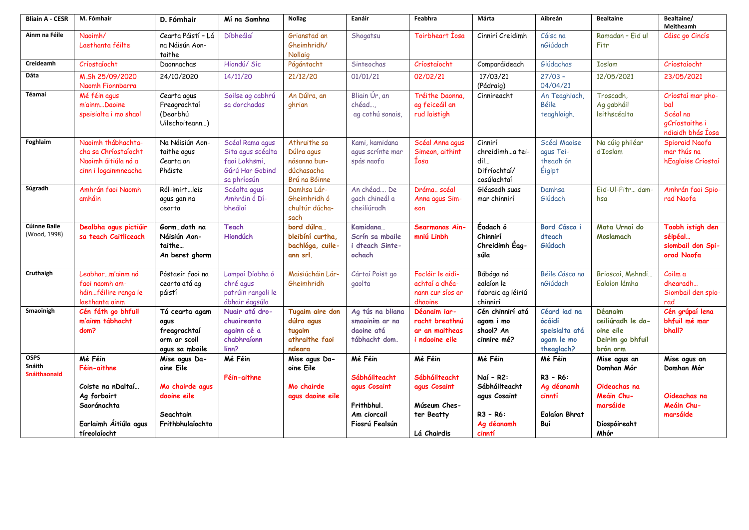| Bliain A - CESR | M. Fómhair | D. Fómhair | Mí na Samhna | Nollag | Eanáir | Feabhra | Márta | Aibreán | Bealtaine | Bealtaine/ Meitheamh |
|---|---|---|---|---|---|---|---|---|---|---|
| Ainm na Féile | Naoimh/ Laethanta féilte | Cearta Páistí – Lá na Náisiún Aontaithe | Díbheálaí | Grianstad an Gheimhridh/ Nollaig | Shogatsu | Toirbheart Íosa | Cinnirí Creidimh | Cáisc na nGiúdach | Ramadan – Eid ul Fitr | Cáisc go Cincís |
| Creideamh | Críostaíocht | Daonnachas | Hiondú/ Síc | Págántacht | Sinteochas | Críostaíocht | Comparáideach | Giúdachas | Ioslam | Críostaíocht |
| Dáta | M.Sh 25/09/2020 Naomh Fionnbarra | 24/10/2020 | 14/11/20 | 21/12/20 | 01/01/21 | 02/02/21 | 17/03/21 (Pádraig) | 27/03 – 04/04/21 | 12/05/2021 | 23/05/2021 |
| Téamaí | Mé féin agus m'ainm…Daoine speisialta i mo shaol | Cearta agus Freagrachtaí (Dearbhú Uilechoiteann…) | Soilse ag cabhrú sa dorchadas | An Dúlra, an ghrian | Bliain Úr, an chéad…, ag cothú sonais, | Tréithe Daonna, ag feiceáil an rud laistigh | Cinnireacht | An Teaghlach, Béile teaghlaigh. | Troscadh, Ag gabháil leithscéalta | Críostaí mar phobal Scéal na gCríostaithe i ndiaidh bhás Íosa |
| Foghlaim | Naoimh thábhachtacha sa Chríostaíocht Naoimh áitiúla nó a cinn i logainmneacha | Na Náisiún Aontaithe agus Cearta an Pháiste | Scéal Rama agus Sita agus scéalta faoi Lakhsmi, Gúrú Har Gobind sa phríosún | Athruithe sa Dúlra agus nósanna bundúchasacha Brú na Bóinne | Kami, kamidana agus scrínte mar spás naofa | Scéal Anna agus Simeon, aithint Íosa | Cinnirí chreidimh…a teidil… Difríochtaí/ cosúlachtaí | Scéal Maoise agus Teitheadh ón Éigipt | Na cúig philéar d'Ioslam | Spioraid Naofa mar thús na hEaglaise Críostaí |
| Súgradh | Amhrán faoi Naomh amháin | Ról-imirt…leis agus gan na cearta | Scéalta agus Amhráin ó Díbheálaí | Damhsa Lár-Gheimhridh ó chultúr dúchasach | An chéad…. De gach chineál a cheiliúradh | Dráma.. scéal Anna agus Simeon | Gléasadh suas mar chinnirí | Damhsa Giúdach | Eid-Ul-Fitr… damhsa | Amhrán faoi Spiorad Naofa |
| Cúinne Baile (Wood, 1998) | **Dealbha agus pictiúir sa teach Caitliceach** | **Gorm…dath na Náisiún Aontaithe… An beret ghorm** | **Teach Hiondúch** | **bord dúlra… bleibíní curtha, bachlóga, cuileann srl.** | **Kamidana… Scrín sa mbaile i dteach Sinteochach** | **Searmanas Ainmniú Linbh** | **Éadach ó Chinnirí Chreidimh Éagsúla** | **Bord Cásca i dteach Giúdach** | **Mata Urnaí do Moslamach** | **Taobh istigh den séipéal… siombail don Spiorad Naofa** |
| Cruthaigh | Leabhar…m'ainm nó faoi naomh amháin…féilire ranga le laethanta ainm | Póstaeir faoi na cearta atá ag páistí | Lampaí Díabha ó chré agus patrúin rangoli le ábhair éagsúla | Maisiúcháin Lár-Gheimhridh | Cártaí Poist go gaolta | Foclóir le aidiachtaí a dhéanann cur síos ar dhaoine | Bábóga nó ealaíon le fabraic ag léiriú chinnirí | Béile Cásca na nGiúdach | Brioscaí, Mehndi… Ealaíon lámha | Coilm a dhearadh… Siombail den spiorad |
| Smaoinigh | **Cén fáth go bhfuil m'ainm tábhacht dom?** | **Tá cearta agam agus freagrachtaí orm ar scoil agus sa mbaile** | **Nuair atá drochuaireanta againn cé a chabhraíonn linn?** | **Tugaim aire don dúlra agus tugaim athraithe faoi ndeara** | **Ag tús na bliana smaoiním ar na daoine atá tábhacht dom.** | **Déanaim iarracht breathnú ar an maitheas i ndaoine eile** | **Cén chinnirí atá agam i mo shaol? An cinnire mé?** | **Céard iad na ócáidí speisialta atá agam le mo theaglach?** | **Déanaim ceiliúradh le daoine eile Deirim go bhfuil brón orm** | **Cén grúpaí lena bhfuil mé mar bhall?** |
| OSPS Snáith Snáithaonaid | **Mé Féin** **Féin-aithne** **Coiste na nDaltaí… Ag forbairt Saoránachta** **Earlaimh Áitiúla agus tíreolaíocht** | **Mise agus Daoine Eile** **Mo chairde agus daoine eile** **Seachtain Frithbhulaíochta** | **Mé Féin** **Féin-aithne** | **Mise agus Daoine Eile** **Mo chairde agus daoine eile** | **Mé Féin** **Sábháilteacht agus Cosaint** **Frithbhul. Am ciorcail Fiosrú Fealsún** | **Mé Féin** **Sábháilteacht agus Cosaint** **Músuem Chester Beatty** **Lá Chairdis** | **Mé Féin** **Naí – R2: Sábháilteacht agus Cosaint** **R3 – R6: Ag déanamh cinntí** | **Mé Féin** **R3 – R6: Ag déanamh cinntí** **Ealaíon Bhrat Buí** | **Mise agus an Domhan Mór** **Oideachas na Meáin Chumarsáide** **Díospóireaht Mhór** | **Mise agus an Domhan Mór** **Oideachas na Meáin Chumarsáide** |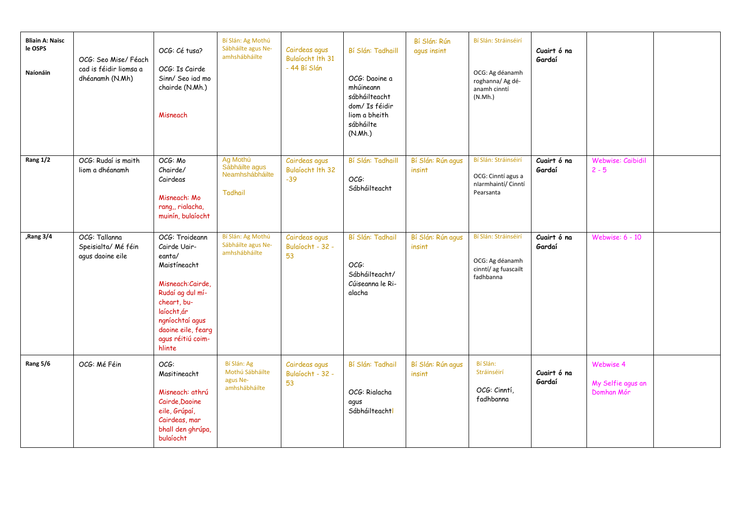| | | | | | | | | | | |
|---|---|---|---|---|---|---|---|---|---|---|
| **Bliain A: Naisc le OSPS**<br><br>**Naíonáin** | OCG: Seo Mise/ Féach cad is féidir liomsa a dhéanamh (N.Mh) | OCG: Cé tusa?<br><br>OCG: Is Cairde Sinn/ Seo iad mo chairde (N.Mh.)<br><br>Misneach | Bí Slán: Ag Mothú Sábháilte agus Ne-amhshábháilte | Cairdeas agus Bulaíocht lth 31 - 44 Bí Slán | Bí Slán: Tadhaill<br><br>OCG: Daoine a mhúineann sábháilteacht dom/ Is féidir liom a bheith sábháilte (N.Mh.) | Bí Slán: Rún agus insint | Bí Slán: Stráinséirí<br><br>OCG: Ag déanamh roghanna/ Ag dé-anamh cinntí (N.Mh.) | **Cuairt ó na Gardaí** | | |
| **Rang 1/2** | OCG: Rudaí is maith liom a dhéanamh | OCG: Mo Chairde/ Cairdeas<br><br>Misneach: Mo rang,, rialacha, muinín, bulaíocht | Ag Mothú Sábháilte agus Neamhshábháilte<br><br>Tadhail | Cairdeas agus Bulaíocht lth 32 -39 | Bí Slán: Tadhaill<br><br>OCG: Sábháilteacht | Bí Slán: Rún agus insint | Bí Slán: Stráinséirí<br><br>OCG: Cinntí agus a nIarmhaintí/ Cinntí Pearsanta | **Cuairt ó na Gardaí** | Webwise: Caibidil 2 - 5 | |
| **,Rang 3/4** | OCG: Tallanna Speisialta/ Mé féin agus daoine eile | OCG: Troideann Cairde Uair-eanta/ Maistíneacht<br><br>Misneach:Cairde, Rudaí ag dul mí-cheart, bu-laíocht,ár ngníochtaí agus daoine eile, fearg agus réitiú coim-hlinte | Bí Slán: Ag Mothú Sábháilte agus Ne-amhshábháilte | Cairdeas agus Bulaíocht - 32 - 53 | Bí Slán: Tadhail<br><br>OCG: Sábháilteacht/ Cúiseanna le Ri-alacha | Bí Slán: Rún agus insint | Bí Slán: Stráinséirí<br><br>OCG: Ag déanamh cinntí/ ag fuascailt fadhbanna | **Cuairt ó na Gardaí** | Webwise: 6 - 10 | |
| **Rang 5/6** | OCG: Mé Féin | OCG: Masitineacht<br><br>Misneach: athrú Cairde,Daoine eile, Grúpaí, Cairdeas, mar bhall den ghrúpa, bulaíocht | Bí Slán: Ag Mothú Sábháilte agus Ne-amhshábháilte | Cairdeas agus Bulaíocht - 32 - 53 | Bí Slán: Tadhail<br><br>OCG: Rialacha agus Sábháilteacht | Bí Slán: Rún agus insint | Bí Slán: Stráinséirí<br><br>OCG: Cinntí, fadhbanna | **Cuairt ó na Gardaí** | Webwise 4<br><br>My Selfie agus an Domhan Mór | |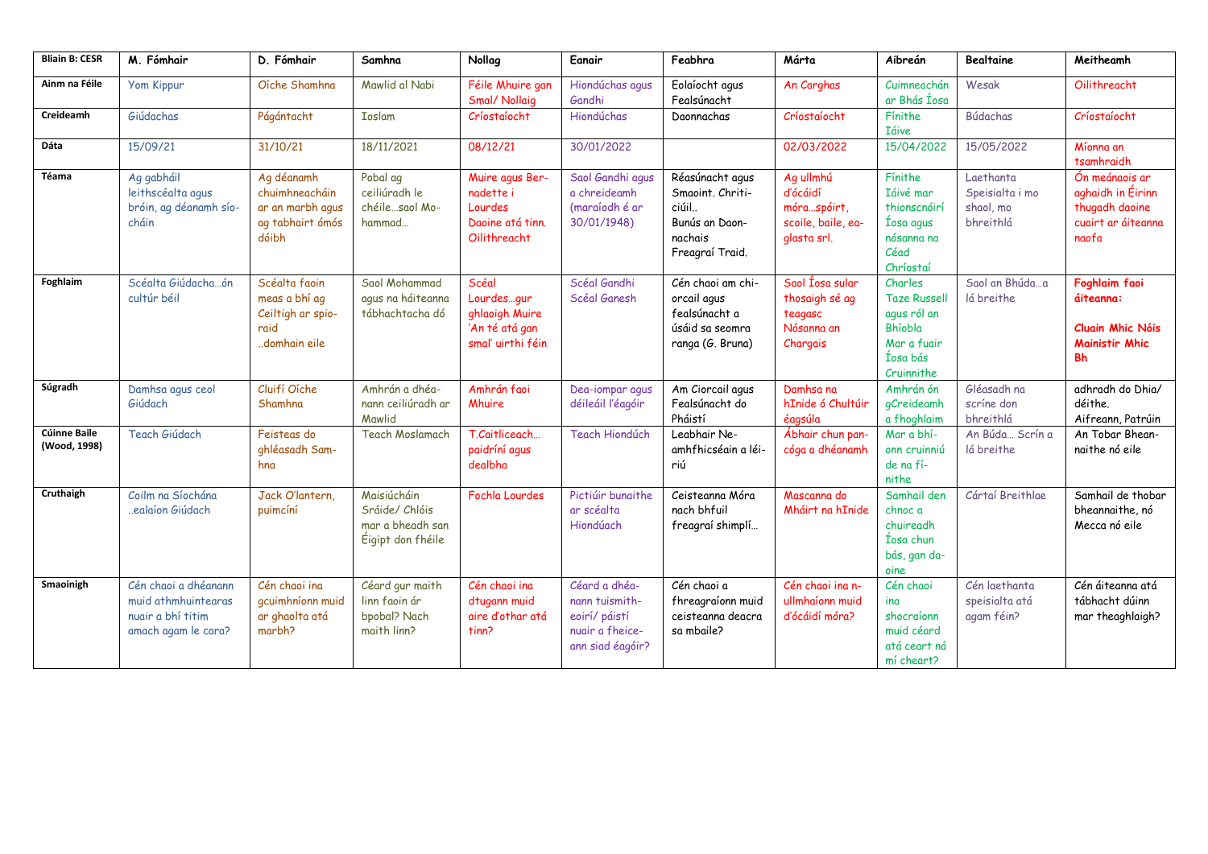| Bliain B: CESR | M. Fómhair | D. Fómhair | Samhna | Nollag | Eanair | Feabhra | Márta | Aibreán | Bealtaine | Meitheamh |
|---|---|---|---|---|---|---|---|---|---|---|
| Ainm na Féile | Yom Kippur | Oíche Shamhna | Mawlid al Nabi | Féile Mhuire gan Smal/ Nollaig | Hiondúchas agus Gandhi | Eolaíocht agus Fealsúnacht | An Carghas | Cuimneachán ar Bhás Íosa | Wesak | Oilithreacht |
| Creideamh | Giúdachas | Págántacht | Ioslam | Críostaíocht | Hiondúchas | Daonnachas | Críostaíocht | Fínithe Iáive | Búdachas | Críostaíocht |
| Dáta | 15/09/21 | 31/10/21 | 18/11/2021 | 08/12/21 | 30/01/2022 | | 02/03/2022 | 15/04/2022 | 15/05/2022 | Míonna an tsamhraidh |
| Téama | Ag gabháil leithscéalta agus bróin, ag déanamh síocháin | Ag déanamh chuimhneacháin ar an marbh agus ag tabhairt ómós dóibh | Pobal ag ceiliúradh le chéile…saol Mohammad… | Muire agus Bernadette i Lourdes Daoine atá tinn. Oilithreacht | Saol Gandhi agus a chreideamh (maraíodh é ar 30/01/1948) | Réasúnacht agus Smaoint. Chriticiúil.. Bunús an Daonnachais Freagraí Traid. | Ag ullmhú d'ócáidí móra…spóirt, scoile, baile, eaglasta srl. | Fínithe Iáivé mar thionscnóirí Íosa agus nósanna na Céad Chríostaí | Laethanta Speisialta i mo shaol, mo bhreithlá | Ón meánaois ar aghaidh in Éirinn thugadh daoine cuairt ar áiteanna naofa |
| Foghlaim | Scéalta Giúdacha…ón cultúr béil | Scéalta faoin meas a bhí ag Ceiltigh ar spioraid ..domhain eile | Saol Mohammad agus na háiteanna tábhachtacha dó | Scéal Lourdes…gur ghlaoigh Muire 'An té atá gan smal' uirthi féin | Scéal Gandhi Scéal Ganesh | Cén chaoi am chiorcail agus fealsúnacht a úsáid sa seomra ranga (G. Bruna) | Saol Íosa sular thosaigh sé ag teagasc Nósanna an Chargais | Charles Taze Russell agus ról an Bhíobla Mar a fuair Íosa bás Cruinnithe | Saol an Bhúda…a lá breithe | **Foghlaim faoi áiteanna:** **Cluain Mhic Nóis Mainistir Mhic Bh** |
| Súgradh | Damhsa agus ceol Giúdach | Cluifí Oíche Shamhna | Amhrán a dhéanann ceiliúradh ar Mawlid | Amhrán faoi Mhuire | Dea-iompar agus déileáil l'éagóir | Am Ciorcail agus Fealsúnacht do Pháistí | Damhsa na hInide ó Chultúir éagsúla | Amhrán ón gCreideamh a fhoghlaim | Gléasadh na scríne don bhreithlá | adhradh do Dhia/ déithe. Aifreann, Patrúin |
| Cúinne Baile (Wood, 1998) | Teach Giúdach | Feisteas do ghléasadh Samhna | Teach Moslamach | T.Caitliceach…paidríní agus dealbha | Teach Hiondúch | Leabhair Neamhfhicséain a léiriú | Ábhair chun pancóga a dhéanamh | Mar a bhíonn cruinniú de na fínithe | An Búda… Scrín a lá breithe | An Tobar Beannaithe nó eile |
| Cruthaigh | Coilm na Síochána ..ealaíon Giúdach | Jack O'lantern, puimcíní | Maisiúcháin Sráide/ Chlóis mar a bheadh san Éigipt don fhéile | Fochla Lourdes | Pictiúir bunaithe ar scéalta Hiondúach | Ceisteanna Móra nach bhfuil freagraí shimplí… | Mascanna do Mháirt na hInide | Samhail den chnoc a chuireadh Íosa chun bás, gan daoine | Cártaí Breithlae | Samhail de thobar bheannaithe, nó Mecca nó eile |
| Smaoinigh | Cén chaoi a dhéanann muid athmhuintearas nuair a bhí titim amach agam le cara? | Cén chaoi ina gcuimhníonn muid ar ghaolta atá marbh? | Céard gur maith linn faoin ár bpobal? Nach maith linn? | Cén chaoi ina dtugann muid aire d'othar atá tinn? | Céard a dhéanann tuismitheoirí/ páistí nuair a fheiceann siad éagóir? | Cén chaoi a fhreagraíonn muid ceisteanna deacra sa mbaile? | Cén chaoi ina n-ullmhaíonn muid d'ócáidí móra? | Cén chaoi ina shocraíonn muid céard atá ceart nó mí cheart? | Cén laethanta speisialta atá agam féin? | Cén áiteanna atá tábhacht dúinn mar theaghlaigh? |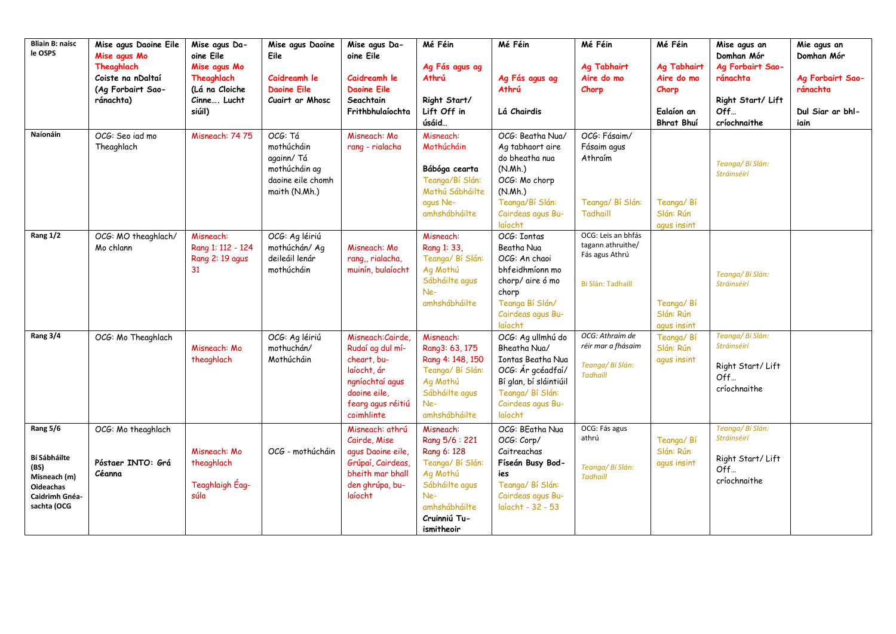| Bliain B: naisc le OSPS | Mise agus Daoine Eile Mise agus Mo Theaghlach Coiste na nDaltaí (Ag Forbairt Sao-ránachta) | Mise agus Da-oine Eile Mise agus Mo Theaghlach (Lá na Cloiche Cinne…. Lucht siúil) | Mise agus Daoine Eile Caidreamh le Daoine Eile Cuairt ar Mhosc | Mise agus Da-oine Eile Caidreamh le Daoine Eile Seachtain Frithbhulaíochta | Mé Féin Ag Fás agus ag Athrú Right Start/ Lift Off in úsáid… | Mé Féin Ag Fás agus ag Athrú Lá Chairdis | Mé Féin Ag Tabhairt Aire do mo Chorp | Mé Féin Ag Tabhairt Aire do mo Chorp Ealaíon an Bhrat Bhuí | Mise agus an Domhan Mór Ag Forbairt Sao-ránachta Right Start/ Lift Off… críochnaithe | Mie agus an Domhan Mór Ag Forbairt Sao-ránachta Dul Siar ar bhl-iain |
|---|---|---|---|---|---|---|---|---|---|---|
| Naíonáin | OCG: Seo iad mo Theaghlach | Misneach: 74 75 | OCG: Tá mothúcháin againn/ Tá mothúcháin ag daoine eile chomh maith (N.Mh.) | Misneach: Mo rang - rialacha | Misneach: Mothúcháin Bábóga cearta Teanga/Bí Slán: Mothú Sábháilte agus Ne-amhshábháilte | OCG: Beatha Nua/ Ag tabhaort aire do bheatha nua (N.Mh.) OCG: Mo chorp (N.Mh.) Teanga/Bí Slán: Cairdeas agus Bu-laíocht | OCG: Fásaim/ Fásaim agus Athraím Teanga/ Bí Slán: Tadhaill | Teanga/ Bí Slán: Rún agus insint | Teanga/ Bí Slán: Stráinséirí | |
| Rang 1/2 | OCG: MO theaghlach/ Mo chlann | Misneach: Rang 1: 112 - 124 Rang 2: 19 agus 31 | OCG: Ag léiriú mothúchán/ Ag deileáil lenár mothúcháin | Misneach: Mo rang,, rialacha, muinín, bulaíocht | Misneach: Rang 1: 33, Teanga/ Bí Slán: Ag Mothú Sábháilte agus Ne-amhshábháilte | OCG: Iontas Beatha Nua OCG: An chaoi bhfeidhmíonn mo chorp/ aire ó mo chorp Teanga Bí Slán/ Cairdeas agus Bu-laíocht | OCG: Leis an bhfás tagann athruithe/ Fás agus Athrú Bi Slán: Tadhaill | Teanga/ Bí Slán: Rún agus insint | Teanga/ Bí Slán: Stráinséirí | |
| Rang 3/4 | OCG: Mo Theaghlach | Misneach: Mo theaghlach | OCG: Ag léiriú mothuchán/ Mothúcháin | Misneach:Cairde, Rudaí ag dul mí-cheart, bu-laíocht, ár ngníochtaí agus daoine eile, fearg agus réitiú coimhlinte | Misneach: Rang3: 63, 175 Rang 4: 148, 150 Teanga/ Bí Slán: Ag Mothú Sábháilte agus Ne-amhshábháilte | OCG: Ag ullmhú do Bheatha Nua/ Iontas Beatha Nua OCG: Ár gcéadfaí/ Bí glan, bí sláintiúil Teanga/ Bí Slán: Cairdeas agus Bu-laíocht | OCG: Athraím de réir mar a fhásaim Teanga/ Bí Slán: Tadhaill | Teanga/ Bí Slán: Rún agus insint | Teanga/ Bí Slán: Stráinséirí Right Start/ Lift Off… críochnaithe | |
| Rang 5/6 Bí Sábháilte (BS) Misneach (m) Oideachas Caidrimh Gnéa-sachta (OCG | OCG: Mo theaghlach Póstaer INTO: Grá Céanna | Misneach: Mo theaghlach Teaghlaigh Éag-súla | OCG - mothúcháin | Misneach: athrú Cairde, Mise agus Daoine eile, Grúpaí, Cairdeas, bheith mar bhall den ghrúpa, bu-laíocht | Misneach: Rang 5/6 : 221 Rang 6: 128 Teanga/ Bí Slán: Ag Mothú Sábháilte agus Ne-amhshábháilte Cruinniú Tu-ismitheoir | OCG: BEatha Nua OCG: Corp/ Caitreachas Físeán Busy Bod-ies Teanga/ Bí Slán: Cairdeas agus Bu-laíocht - 32 - 53 | OCG: Fás agus athrú Teanga/ Bí Slán: Tadhaill | Teanga/ Bí Slán: Rún agus insint | Teanga/ Bí Slán: Stráinséirí Right Start/ Lift Off… críochnaithe | |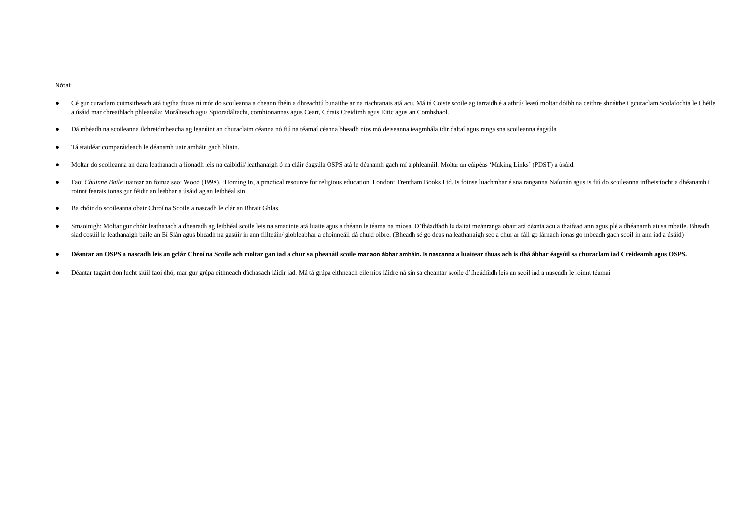Nótaí:

- Cé gur curaclam cuimsitheach atá tugtha thuas ní mór do scoileanna a cheann fhéin a dhreachtú bunaithe ar na riachtanais atá acu. Má tá Coiste scoile ag iarraidh é a athrú/ leasú moltar dóibh na ceithre shnáithe i gcuraclam Scolaíochta le Chéile a úsáid mar chreathlach phleanála: Morálteach agus Spioradáltacht, comhionannas agus Ceart, Córais Creidimh agus Eitic agus an Comhshaol.
- Dá mbéadh na scoileanna ilchreidmheacha ag leanúint an churaclaim céanna nó fiú na téamaí céanna bheadh níos mó deiseanna teagmhála idir daltaí agus ranga sna scoileanna éagsúla
- Tá staidéar comparáideach le déanamh uair amháin gach bliain.
- Moltar do scoileanna an dara leathanach a líonadh leis na caibidil/ leathanaigh ó na cláir éagsúla OSPS atá le déanamh gach mí a phleanáil. Moltar an cáipéas 'Making Links' (PDST) a úsáid.
- Faoi *Chúinne Baile* luaitear an foinse seo: Wood (1998). 'Homing In, a practical resource for religious education. London: Trentham Books Ltd. Is foinse luachmhar é sna ranganna Naíonán agus is fiú do scoileanna infheistíocht a dhéanamh i roinnt fearais ionas gur féidir an leabhar a úsáid ag an leibhéal sin.
- Ba chóir do scoileanna obair Chroí na Scoile a nascadh le clár an Bhrait Ghlas.
- Smaoinigh: Moltar gur chóir leathanach a dhearadh ag leibhéal scoile leis na smaointe atá luaite agus a théann le téama na míosa. D'fhéadfadh le daltaí meánranga obair atá déanta acu a thaifead ann agus plé a dhéanamh air sa mbaile. Bheadh siad cosúil le leathanaigh baile an Bí Slán agus bheadh na gasúir in ann fillteáin/ giobleabhar a choinneáil dá chuid oibre. (Bheadh sé go deas na leathanaigh seo a chur ar fáil go lárnach ionas go mbeadh gach scoil in ann iad a úsáid)
- **Déantar an OSPS a nascadh leis an gclár Chroí na Scoile ach moltar gan iad a chur sa pheanáil scoile mar aon ábhar amháin. Is nascanna a luaitear thuas ach is dhá ábhar éagsúil sa churaclam iad Creideamh agus OSPS.**
- Déantar tagairt don lucht siúil faoi dhó, mar gur grúpa eithneach dúchasach láidir iad. Má tá grúpa eithneach eile níos láidre ná sin sa cheantar scoile d'fheádfadh leis an scoil iad a nascadh le roinnt téamaí